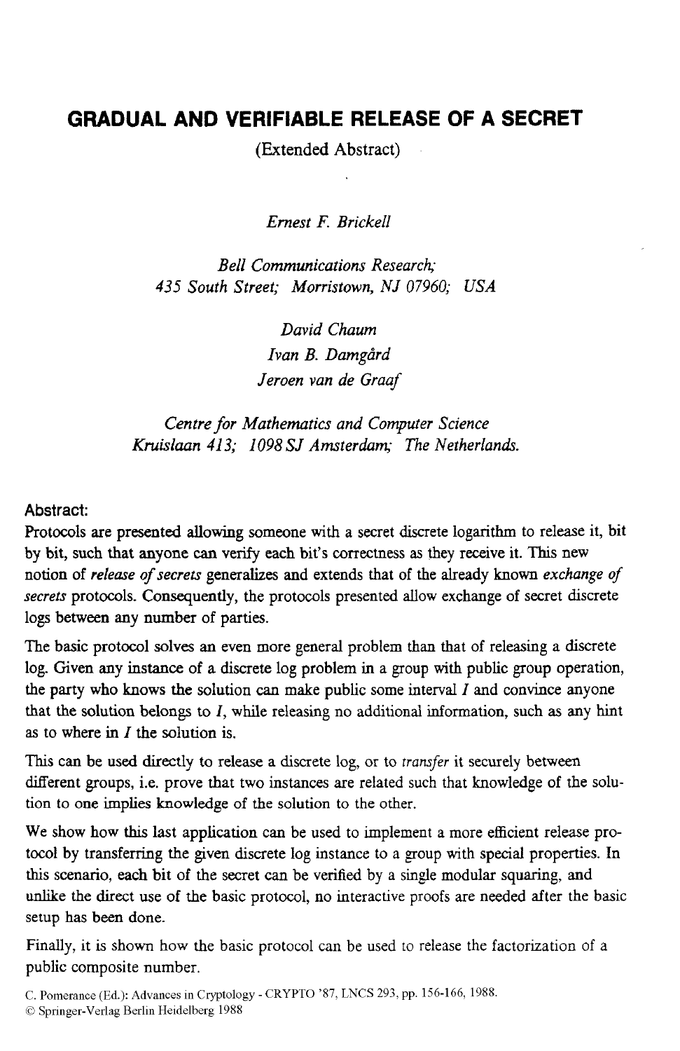# GRADUAL AND VERIFIABLE RELEASE OF A SECRET

(Extended Abstract)

*Ernest F. Brickell*

*Bell Communications Research; 435 South Street; Morristown, NJ 07960; USA*

*David Chaum*
*Ivan B. Damgård*
*Jeroen van de Graaf*

*Centre for Mathematics and Computer Science Kruislaan 413; 1098 SJ Amsterdam; The Netherlands.*

**Abstract:**

Protocols are presented allowing someone with a secret discrete logarithm to release it, bit by bit, such that anyone can verify each bit's correctness as they receive it. This new notion of *release of secrets* generalizes and extends that of the already known *exchange of secrets* protocols. Consequently, the protocols presented allow exchange of secret discrete logs between any number of parties.

The basic protocol solves an even more general problem than that of releasing a discrete log. Given any instance of a discrete log problem in a group with public group operation, the party who knows the solution can make public some interval $I$ and convince anyone that the solution belongs to $I$, while releasing no additional information, such as any hint as to where in $I$ the solution is.

This can be used directly to release a discrete log, or to *transfer* it securely between different groups, i.e. prove that two instances are related such that knowledge of the solution to one implies knowledge of the solution to the other.

We show how this last application can be used to implement a more efficient release protocol by transferring the given discrete log instance to a group with special properties. In this scenario, each bit of the secret can be verified by a single modular squaring, and unlike the direct use of the basic protocol, no interactive proofs are needed after the basic setup has been done.

Finally, it is shown how the basic protocol can be used to release the factorization of a public composite number.

C. Pomerance (Ed.): Advances in Cryptology - CRYPTO '87, LNCS 293, pp. 156-166, 1988.
© Springer-Verlag Berlin Heidelberg 1988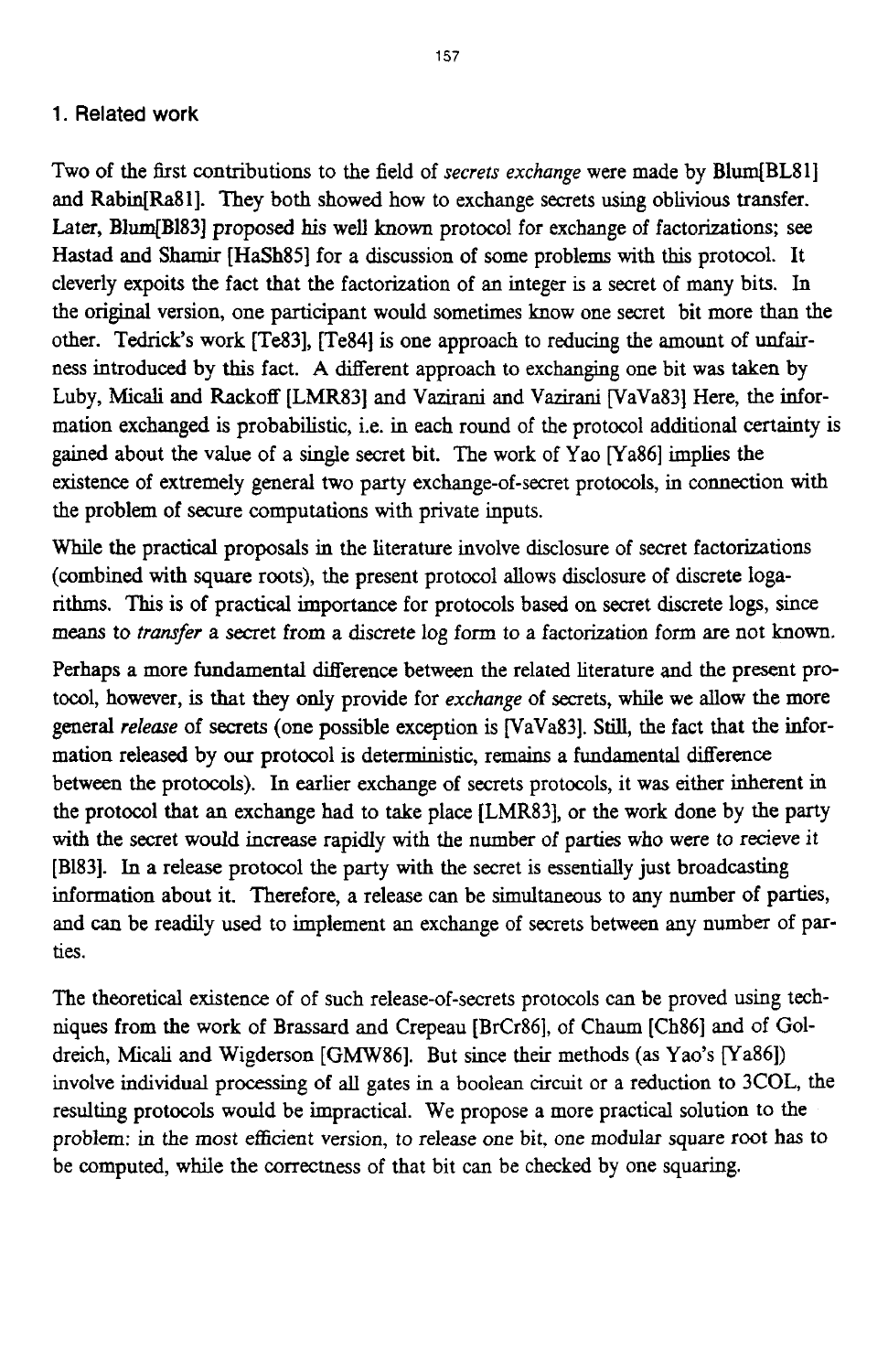## 1. Related work

Two of the first contributions to the field of *secrets exchange* were made by Blum[BL81] and Rabin[Ra81]. They both showed how to exchange secrets using oblivious transfer. Later, Blum[Bl83] proposed his well known protocol for exchange of factorizations; see Hastad and Shamir [HaSh85] for a discussion of some problems with this protocol. It cleverly expoits the fact that the factorization of an integer is a secret of many bits. In the original version, one participant would sometimes know one secret bit more than the other. Tedrick's work [Te83], [Te84] is one approach to reducing the amount of unfairness introduced by this fact. A different approach to exchanging one bit was taken by Luby, Micali and Rackoff [LMR83] and Vazirani and Vazirani [VaVa83] Here, the information exchanged is probabilistic, i.e. in each round of the protocol additional certainty is gained about the value of a single secret bit. The work of Yao [Ya86] implies the existence of extremely general two party exchange-of-secret protocols, in connection with the problem of secure computations with private inputs.

While the practical proposals in the literature involve disclosure of secret factorizations (combined with square roots), the present protocol allows disclosure of discrete logarithms. This is of practical importance for protocols based on secret discrete logs, since means to *transfer* a secret from a discrete log form to a factorization form are not known.

Perhaps a more fundamental difference between the related literature and the present protocol, however, is that they only provide for *exchange* of secrets, while we allow the more general *release* of secrets (one possible exception is [VaVa83]. Still, the fact that the information released by our protocol is deterministic, remains a fundamental difference between the protocols). In earlier exchange of secrets protocols, it was either inherent in the protocol that an exchange had to take place [LMR83], or the work done by the party with the secret would increase rapidly with the number of parties who were to recieve it [Bl83]. In a release protocol the party with the secret is essentially just broadcasting information about it. Therefore, a release can be simultaneous to any number of parties, and can be readily used to implement an exchange of secrets between any number of parties.

The theoretical existence of of such release-of-secrets protocols can be proved using techniques from the work of Brassard and Crepeau [BrCr86], of Chaum [Ch86] and of Goldreich, Micali and Wigderson [GMW86]. But since their methods (as Yao's [Ya86]) involve individual processing of all gates in a boolean circuit or a reduction to 3COL, the resulting protocols would be impractical. We propose a more practical solution to the problem: in the most efficient version, to release one bit, one modular square root has to be computed, while the correctness of that bit can be checked by one squaring.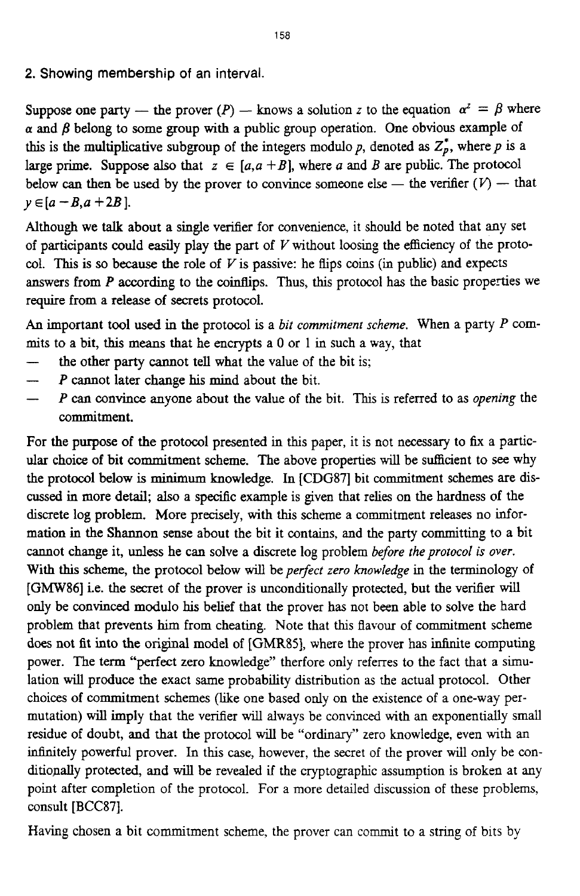## 2. Showing membership of an interval.

Suppose one party — the prover ($P$) — knows a solution $z$ to the equation $\alpha^z = \beta$ where $\alpha$ and $\beta$ belong to some group with a public group operation. One obvious example of this is the multiplicative subgroup of the integers modulo $p$, denoted as $Z_p^*$, where $p$ is a large prime. Suppose also that $z \in [a, a+B]$, where $a$ and $B$ are public. The protocol below can then be used by the prover to convince someone else — the verifier ($V$) — that $y \in [a-B, a+2B]$.

Although we talk about a single verifier for convenience, it should be noted that any set of participants could easily play the part of $V$ without loosing the efficiency of the protocol. This is so because the role of $V$ is passive: he flips coins (in public) and expects answers from $P$ according to the coinflips. Thus, this protocol has the basic properties we require from a release of secrets protocol.

An important tool used in the protocol is a *bit commitment scheme.* When a party $P$ commits to a bit, this means that he encrypts a 0 or 1 in such a way, that

- the other party cannot tell what the value of the bit is;
- $P$ cannot later change his mind about the bit.
- $P$ can convince anyone about the value of the bit. This is referred to as *opening* the commitment.

For the purpose of the protocol presented in this paper, it is not necessary to fix a particular choice of bit commitment scheme. The above properties will be sufficient to see why the protocol below is minimum knowledge. In [CDG87] bit commitment schemes are discussed in more detail; also a specific example is given that relies on the hardness of the discrete log problem. More precisely, with this scheme a commitment releases no information in the Shannon sense about the bit it contains, and the party committing to a bit cannot change it, unless he can solve a discrete log problem *before the protocol is over.* With this scheme, the protocol below will be *perfect zero knowledge* in the terminology of [GMW86] i.e. the secret of the prover is unconditionally protected, but the verifier will only be convinced modulo his belief that the prover has not been able to solve the hard problem that prevents him from cheating. Note that this flavour of commitment scheme does not fit into the original model of [GMR85], where the prover has infinite computing power. The term "perfect zero knowledge" therfore only referres to the fact that a simulation will produce the exact same probability distribution as the actual protocol. Other choices of commitment schemes (like one based only on the existence of a one-way permutation) will imply that the verifier will always be convinced with an exponentially small residue of doubt, and that the protocol will be "ordinary" zero knowledge, even with an infinitely powerful prover. In this case, however, the secret of the prover will only be conditionally protected, and will be revealed if the cryptographic assumption is broken at any point after completion of the protocol. For a more detailed discussion of these problems, consult [BCC87].

Having chosen a bit commitment scheme, the prover can commit to a string of bits by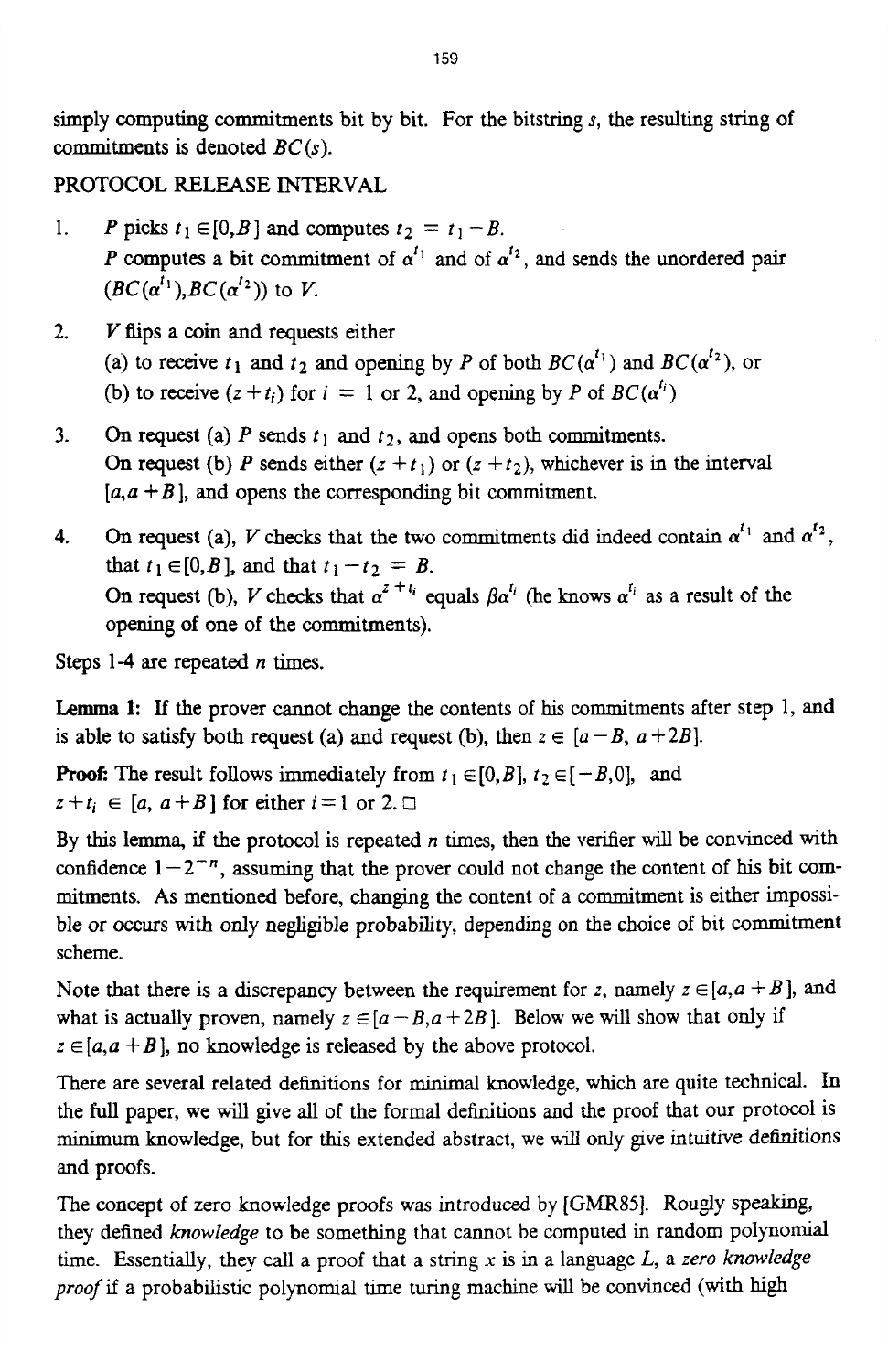simply computing commitments bit by bit. For the bitstring $s$, the resulting string of commitments is denoted $BC(s)$.

PROTOCOL RELEASE INTERVAL

1. $P$ picks $t_1 \in [0, B]$ and computes $t_2 = t_1 - B$.
   $P$ computes a bit commitment of $\alpha^{t_1}$ and of $\alpha^{t_2}$, and sends the unordered pair $(BC(\alpha^{t_1}), BC(\alpha^{t_2}))$ to $V$.

2. $V$ flips a coin and requests either
   (a) to receive $t_1$ and $t_2$ and opening by $P$ of both $BC(\alpha^{t_1})$ and $BC(\alpha^{t_2})$, or
   (b) to receive $(z + t_i)$ for $i = 1$ or 2, and opening by $P$ of $BC(\alpha^{t_i})$

3. On request (a) $P$ sends $t_1$ and $t_2$, and opens both commitments.
   On request (b) $P$ sends either $(z + t_1)$ or $(z + t_2)$, whichever is in the interval $[a, a + B]$, and opens the corresponding bit commitment.

4. On request (a), $V$ checks that the two commitments did indeed contain $\alpha^{t_1}$ and $\alpha^{t_2}$, that $t_1 \in [0, B]$, and that $t_1 - t_2 = B$.
   On request (b), $V$ checks that $\alpha^{z + t_i}$ equals $\beta \alpha^{t_i}$ (he knows $\alpha^{t_i}$ as a result of the opening of one of the commitments).

Steps 1-4 are repeated $n$ times.

**Lemma 1:** If the prover cannot change the contents of his commitments after step 1, and is able to satisfy both request (a) and request (b), then $z \in [a - B, a + 2B]$.

**Proof:** The result follows immediately from $t_1 \in [0, B]$, $t_2 \in [-B, 0]$, and $z + t_i \in [a, a + B]$ for either $i = 1$ or 2. □

By this lemma, if the protocol is repeated $n$ times, then the verifier will be convinced with confidence $1 - 2^{-n}$, assuming that the prover could not change the content of his bit commitments. As mentioned before, changing the content of a commitment is either impossible or occurs with only negligible probability, depending on the choice of bit commitment scheme.

Note that there is a discrepancy between the requirement for $z$, namely $z \in [a, a + B]$, and what is actually proven, namely $z \in [a - B, a + 2B]$. Below we will show that only if $z \in [a, a + B]$, no knowledge is released by the above protocol.

There are several related definitions for minimal knowledge, which are quite technical. In the full paper, we will give all of the formal definitions and the proof that our protocol is minimum knowledge, but for this extended abstract, we will only give intuitive definitions and proofs.

The concept of zero knowledge proofs was introduced by [GMR85]. Rougly speaking, they defined *knowledge* to be something that cannot be computed in random polynomial time. Essentially, they call a proof that a string $x$ is in a language $L$, a *zero knowledge proof* if a probabilistic polynomial time turing machine will be convinced (with high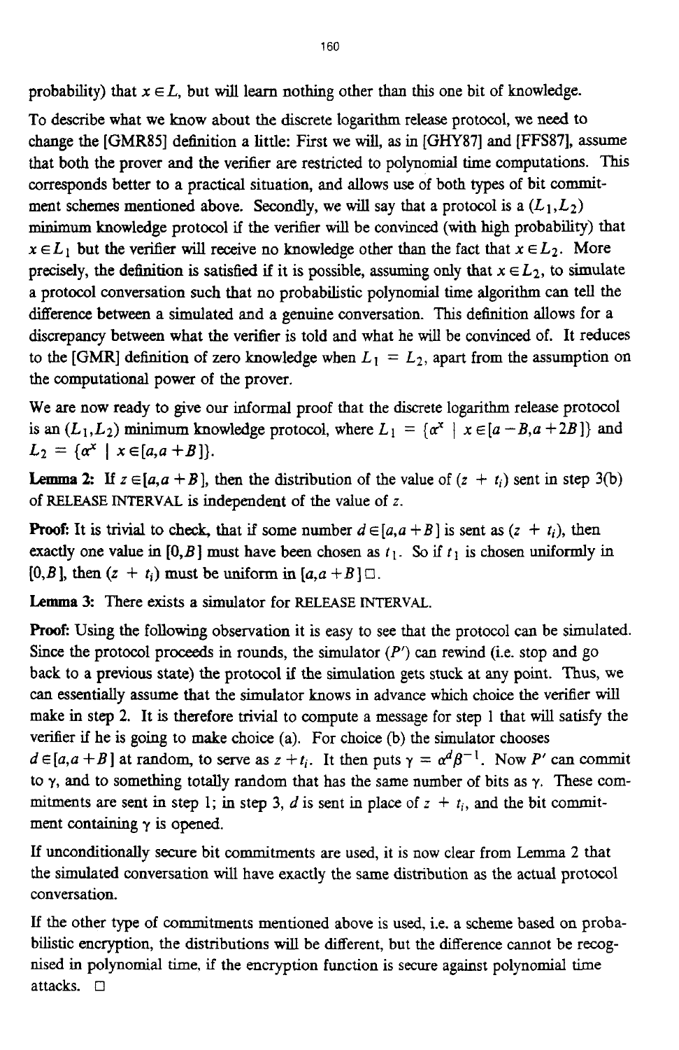probability) that $x \in L$, but will learn nothing other than this one bit of knowledge.

To describe what we know about the discrete logarithm release protocol, we need to change the [GMR85] definition a little: First we will, as in [GHY87] and [FFS87], assume that both the prover and the verifier are restricted to polynomial time computations. This corresponds better to a practical situation, and allows use of both types of bit commitment schemes mentioned above. Secondly, we will say that a protocol is a $(L_1, L_2)$ minimum knowledge protocol if the verifier will be convinced (with high probability) that $x \in L_1$ but the verifier will receive no knowledge other than the fact that $x \in L_2$. More precisely, the definition is satisfied if it is possible, assuming only that $x \in L_2$, to simulate a protocol conversation such that no probabilistic polynomial time algorithm can tell the difference between a simulated and a genuine conversation. This definition allows for a discrepancy between what the verifier is told and what he will be convinced of. It reduces to the [GMR] definition of zero knowledge when $L_1 = L_2$, apart from the assumption on the computational power of the prover.

We are now ready to give our informal proof that the discrete logarithm release protocol is an $(L_1, L_2)$ minimum knowledge protocol, where $L_1 = \{\alpha^x \mid x \in [a-B, a+2B]\}$ and $L_2 = \{\alpha^x \mid x \in [a, a+B]\}$.

**Lemma 2:** If $z \in [a, a+B]$, then the distribution of the value of $(z + t_i)$ sent in step 3(b) of RELEASE INTERVAL is independent of the value of $z$.

**Proof:** It is trivial to check, that if some number $d \in [a, a+B]$ is sent as $(z + t_i)$, then exactly one value in $[0, B]$ must have been chosen as $t_1$. So if $t_1$ is chosen uniformly in $[0, B]$, then $(z + t_i)$ must be uniform in $[a, a+B]$ □.

**Lemma 3:** There exists a simulator for RELEASE INTERVAL.

**Proof:** Using the following observation it is easy to see that the protocol can be simulated. Since the protocol proceeds in rounds, the simulator ($P'$) can rewind (i.e. stop and go back to a previous state) the protocol if the simulation gets stuck at any point. Thus, we can essentially assume that the simulator knows in advance which choice the verifier will make in step 2. It is therefore trivial to compute a message for step 1 that will satisfy the verifier if he is going to make choice (a). For choice (b) the simulator chooses $d \in [a, a+B]$ at random, to serve as $z + t_i$. It then puts $\gamma = \alpha^d \beta^{-1}$. Now $P'$ can commit to $\gamma$, and to something totally random that has the same number of bits as $\gamma$. These commitments are sent in step 1; in step 3, $d$ is sent in place of $z + t_i$, and the bit commitment containing $\gamma$ is opened.

If unconditionally secure bit commitments are used, it is now clear from Lemma 2 that the simulated conversation will have exactly the same distribution as the actual protocol conversation.

If the other type of commitments mentioned above is used, i.e. a scheme based on probabilistic encryption, the distributions will be different, but the difference cannot be recognised in polynomial time, if the encryption function is secure against polynomial time attacks. □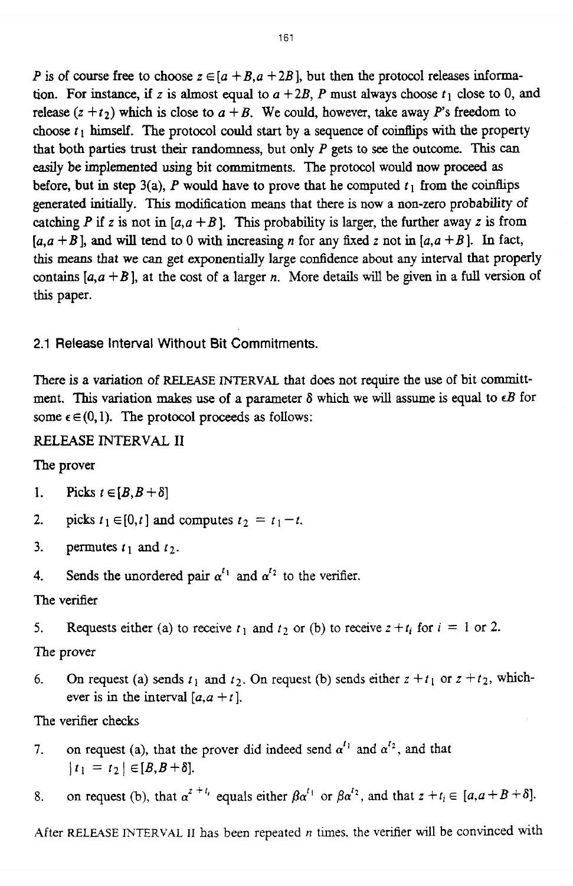$P$ is of course free to choose $z \in [a+B, a+2B]$, but then the protocol releases information. For instance, if $z$ is almost equal to $a+2B$, $P$ must always choose $t_1$ close to 0, and release $(z+t_2)$ which is close to $a+B$. We could, however, take away $P$'s freedom to choose $t_1$ himself. The protocol could start by a sequence of coinflips with the property that both parties trust their randomness, but only $P$ gets to see the outcome. This can easily be implemented using bit commitments. The protocol would now proceed as before, but in step 3(a), $P$ would have to prove that he computed $t_1$ from the coinflips generated initially. This modification means that there is now a non-zero probability of catching $P$ if $z$ is not in $[a, a+B]$. This probability is larger, the further away $z$ is from $[a, a+B]$, and will tend to 0 with increasing $n$ for any fixed $z$ not in $[a, a+B]$. In fact, this means that we can get exponentially large confidence about any interval that properly contains $[a, a+B]$, at the cost of a larger $n$. More details will be given in a full version of this paper.

### 2.1 Release Interval Without Bit Commitments.

There is a variation of RELEASE INTERVAL that does not require the use of bit committment. This variation makes use of a parameter $\delta$ which we will assume is equal to $\epsilon B$ for some $\epsilon \in (0,1)$. The protocol proceeds as follows:

RELEASE INTERVAL II

The prover

1. Picks $t \in [B, B+\delta]$
2. picks $t_1 \in [0, t]$ and computes $t_2 = t_1 - t$.
3. permutes $t_1$ and $t_2$.
4. Sends the unordered pair $\alpha^{t_1}$ and $\alpha^{t_2}$ to the verifier.

The verifier

5. Requests either (a) to receive $t_1$ and $t_2$ or (b) to receive $z+t_i$ for $i = 1$ or 2.

The prover

6. On request (a) sends $t_1$ and $t_2$. On request (b) sends either $z+t_1$ or $z+t_2$, whichever is in the interval $[a, a+t]$.

The verifier checks

7. on request (a), that the prover did indeed send $\alpha^{t_1}$ and $\alpha^{t_2}$, and that $|t_1 = t_2| \in [B, B+\delta]$.
8. on request (b), that $\alpha^{z+t_i}$ equals either $\beta\alpha^{t_1}$ or $\beta\alpha^{t_2}$, and that $z+t_i \in [a, a+B+\delta]$.

After RELEASE INTERVAL II has been repeated $n$ times, the verifier will be convinced with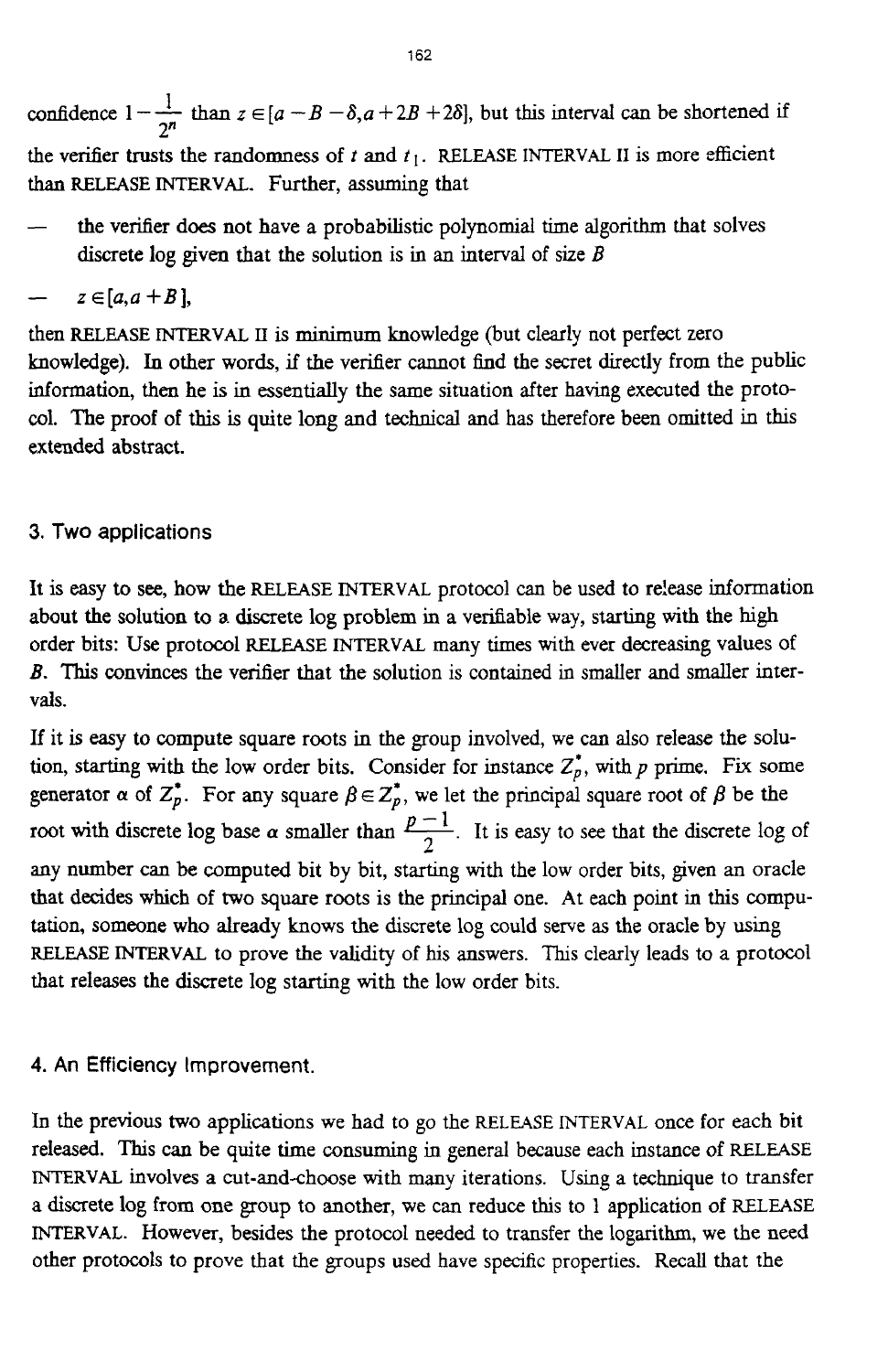confidence $1-\frac{1}{2^n}$ than $z \in [a-B-\delta, a+2B+2\delta]$, but this interval can be shortened if the verifier trusts the randomness of $t$ and $t_1$. RELEASE INTERVAL II is more efficient than RELEASE INTERVAL. Further, assuming that

— the verifier does not have a probabilistic polynomial time algorithm that solves discrete log given that the solution is in an interval of size $B$

— $z \in [a, a+B]$,

then RELEASE INTERVAL II is minimum knowledge (but clearly not perfect zero knowledge). In other words, if the verifier cannot find the secret directly from the public information, then he is in essentially the same situation after having executed the protocol. The proof of this is quite long and technical and has therefore been omitted in this extended abstract.

## 3. Two applications

It is easy to see, how the RELEASE INTERVAL protocol can be used to release information about the solution to a discrete log problem in a verifiable way, starting with the high order bits: Use protocol RELEASE INTERVAL many times with ever decreasing values of $B$. This convinces the verifier that the solution is contained in smaller and smaller intervals.

If it is easy to compute square roots in the group involved, we can also release the solution, starting with the low order bits. Consider for instance $Z_p^*$, with $p$ prime. Fix some generator $\alpha$ of $Z_p^*$. For any square $\beta \in Z_p^*$, we let the principal square root of $\beta$ be the root with discrete log base $\alpha$ smaller than $\frac{p-1}{2}$. It is easy to see that the discrete log of any number can be computed bit by bit, starting with the low order bits, given an oracle that decides which of two square roots is the principal one. At each point in this computation, someone who already knows the discrete log could serve as the oracle by using RELEASE INTERVAL to prove the validity of his answers. This clearly leads to a protocol that releases the discrete log starting with the low order bits.

## 4. An Efficiency Improvement.

In the previous two applications we had to go the RELEASE INTERVAL once for each bit released. This can be quite time consuming in general because each instance of RELEASE INTERVAL involves a cut-and-choose with many iterations. Using a technique to transfer a discrete log from one group to another, we can reduce this to 1 application of RELEASE INTERVAL. However, besides the protocol needed to transfer the logarithm, we the need other protocols to prove that the groups used have specific properties. Recall that the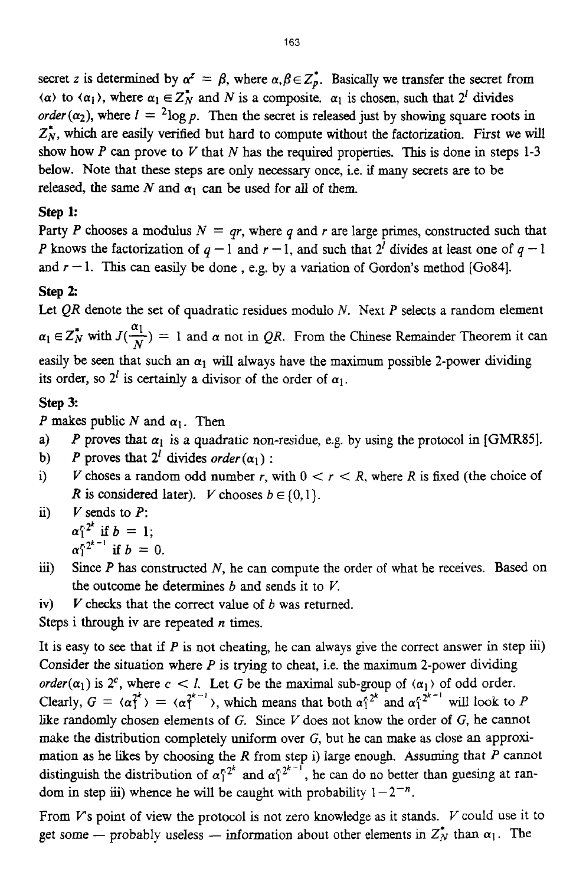secret $z$ is determined by $\alpha^z = \beta$, where $\alpha, \beta \in Z_p^*$. Basically we transfer the secret from $\langle\alpha\rangle$ to $\langle\alpha_1\rangle$, where $\alpha_1 \in Z_N^*$ and $N$ is a composite. $\alpha_1$ is chosen, such that $2^l$ divides $order(\alpha_2)$, where $l = {}^2\log p$. Then the secret is released just by showing square roots in $Z_N^*$, which are easily verified but hard to compute without the factorization. First we will show how $P$ can prove to $V$ that $N$ has the required properties. This is done in steps 1-3 below. Note that these steps are only necessary once, i.e. if many secrets are to be released, the same $N$ and $\alpha_1$ can be used for all of them.

**Step 1:**

Party $P$ chooses a modulus $N = qr$, where $q$ and $r$ are large primes, constructed such that $P$ knows the factorization of $q-1$ and $r-1$, and such that $2^l$ divides at least one of $q-1$ and $r-1$. This can easily be done , e.g. by a variation of Gordon's method [Go84].

**Step 2:**

Let $QR$ denote the set of quadratic residues modulo $N$. Next $P$ selects a random element $\alpha_1 \in Z_N^*$ with $J(\frac{\alpha_1}{N}) = 1$ and $\alpha$ not in $QR$. From the Chinese Remainder Theorem it can easily be seen that such an $\alpha_1$ will always have the maximum possible 2-power dividing its order, so $2^l$ is certainly a divisor of the order of $\alpha_1$.

**Step 3:**

$P$ makes public $N$ and $\alpha_1$. Then

a) $P$ proves that $\alpha_1$ is a quadratic non-residue, e.g. by using the protocol in [GMR85].

b) $P$ proves that $2^l$ divides $order(\alpha_1)$ :

i) $V$ choses a random odd number $r$, with $0 < r < R$, where $R$ is fixed (the choice of $R$ is considered later). $V$ chooses $b \in \{0,1\}$.

ii) $V$ sends to $P$:
$\alpha_1^{r2^k}$ if $b = 1$;
$\alpha_1^{r2^{k-1}}$ if $b = 0$.

iii) Since $P$ has constructed $N$, he can compute the order of what he receives. Based on the outcome he determines $b$ and sends it to $V$.

iv) $V$ checks that the correct value of $b$ was returned.

Steps i through iv are repeated $n$ times.

It is easy to see that if $P$ is not cheating, he can always give the correct answer in step iii) Consider the situation where $P$ is trying to cheat, i.e. the maximum 2-power dividing $order(\alpha_1)$ is $2^c$, where $c < l$. Let $G$ be the maximal sub-group of $\langle\alpha_1\rangle$ of odd order. Clearly, $G = \langle\alpha_1^{2^k}\rangle = \langle\alpha_1^{2^{k-1}}\rangle$, which means that both $\alpha_1^{r2^k}$ and $\alpha_1^{r2^{k-1}}$ will look to $P$ like randomly chosen elements of $G$. Since $V$ does not know the order of $G$, he cannot make the distribution completely uniform over $G$, but he can make as close an approximation as he likes by choosing the $R$ from step i) large enough. Assuming that $P$ cannot distinguish the distribution of $\alpha_1^{r2^k}$ and $\alpha_1^{r2^{k-1}}$, he can do no better than guesing at random in step iii) whence he will be caught with probability $1-2^{-n}$.

From $V$'s point of view the protocol is not zero knowledge as it stands. $V$ could use it to get some — probably useless — information about other elements in $Z_N^*$ than $\alpha_1$. The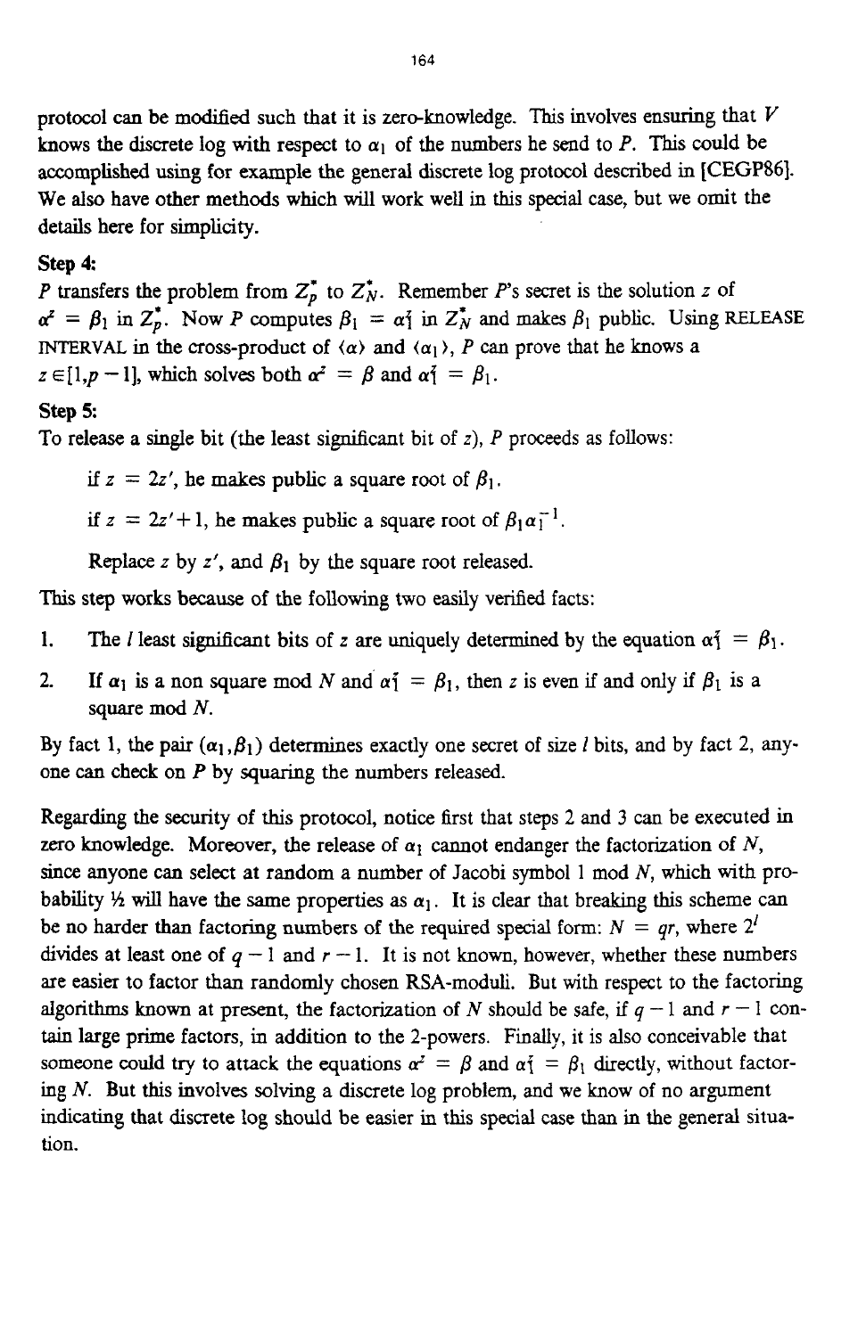protocol can be modified such that it is zero-knowledge. This involves ensuring that $V$ knows the discrete log with respect to $\alpha_1$ of the numbers he send to $P$. This could be accomplished using for example the general discrete log protocol described in [CEGP86]. We also have other methods which will work well in this special case, but we omit the details here for simplicity.

**Step 4:**

$P$ transfers the problem from $Z_p^*$ to $Z_N^*$. Remember $P$'s secret is the solution $z$ of $\alpha^z = \beta_1$ in $Z_p^*$. Now $P$ computes $\beta_1 = \alpha_1^z$ in $Z_N^*$ and makes $\beta_1$ public. Using RELEASE INTERVAL in the cross-product of $\langle \alpha \rangle$ and $\langle \alpha_1 \rangle$, $P$ can prove that he knows a $z \in [1, p-1]$, which solves both $\alpha^z = \beta$ and $\alpha_1^z = \beta_1$.

**Step 5:**

To release a single bit (the least significant bit of $z$), $P$ proceeds as follows:

if $z = 2z'$, he makes public a square root of $\beta_1$.

if $z = 2z'+1$, he makes public a square root of $\beta_1 \alpha_1^{-1}$.

Replace $z$ by $z'$, and $\beta_1$ by the square root released.

This step works because of the following two easily verified facts:

1. The $l$ least significant bits of $z$ are uniquely determined by the equation $\alpha_1^z = \beta_1$.
2. If $\alpha_1$ is a non square mod $N$ and $\alpha_1^z = \beta_1$, then $z$ is even if and only if $\beta_1$ is a square mod $N$.

By fact 1, the pair $(\alpha_1, \beta_1)$ determines exactly one secret of size $l$ bits, and by fact 2, anyone can check on $P$ by squaring the numbers released.

Regarding the security of this protocol, notice first that steps 2 and 3 can be executed in zero knowledge. Moreover, the release of $\alpha_1$ cannot endanger the factorization of $N$, since anyone can select at random a number of Jacobi symbol 1 mod $N$, which with probability ½ will have the same properties as $\alpha_1$. It is clear that breaking this scheme can be no harder than factoring numbers of the required special form: $N = qr$, where $2^l$ divides at least one of $q-1$ and $r-1$. It is not known, however, whether these numbers are easier to factor than randomly chosen RSA-moduli. But with respect to the factoring algorithms known at present, the factorization of $N$ should be safe, if $q-1$ and $r-1$ contain large prime factors, in addition to the 2-powers. Finally, it is also conceivable that someone could try to attack the equations $\alpha^z = \beta$ and $\alpha_1^z = \beta_1$ directly, without factoring $N$. But this involves solving a discrete log problem, and we know of no argument indicating that discrete log should be easier in this special case than in the general situation.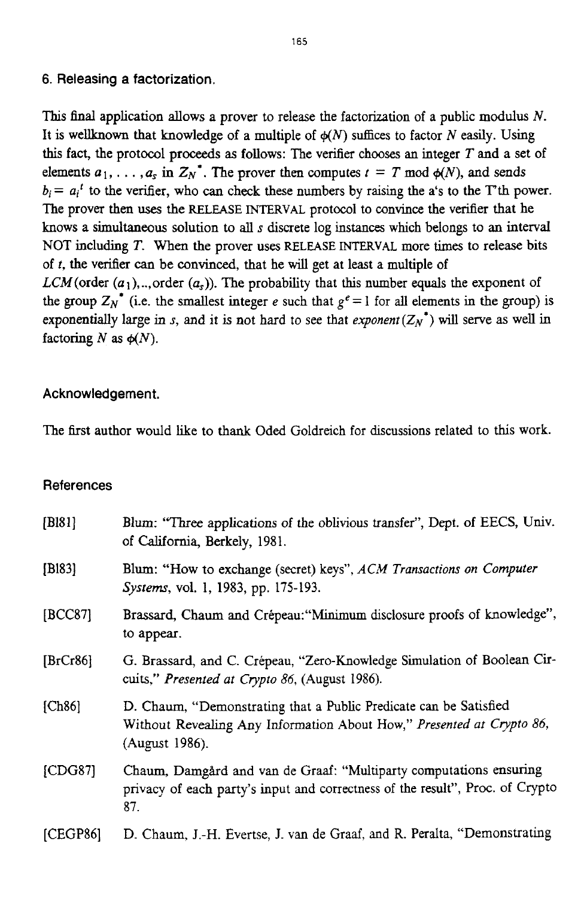## 6. Releasing a factorization.

This final application allows a prover to release the factorization of a public modulus $N$. It is wellknown that knowledge of a multiple of $\phi(N)$ suffices to factor $N$ easily. Using this fact, the protocol proceeds as follows: The verifier chooses an integer $T$ and a set of elements $a_1, \ldots, a_s$ in $Z_N^*$. The prover then computes $t = T \bmod \phi(N)$, and sends $b_i = a_i^t$ to the verifier, who can check these numbers by raising the a's to the T'th power. The prover then uses the RELEASE INTERVAL protocol to convince the verifier that he knows a simultaneous solution to all $s$ discrete log instances which belongs to an interval NOT including $T$. When the prover uses RELEASE INTERVAL more times to release bits of $t$, the verifier can be convinced, that he will get at least a multiple of $LCM(\text{order}(a_1),..,\text{order}(a_s))$. The probability that this number equals the exponent of the group $Z_N^*$ (i.e. the smallest integer $e$ such that $g^e = 1$ for all elements in the group) is exponentially large in $s$, and it is not hard to see that $exponent(Z_N^*)$ will serve as well in factoring $N$ as $\phi(N)$.

## Acknowledgement.

The first author would like to thank Oded Goldreich for discussions related to this work.

## References

[Bl81] Blum: "Three applications of the oblivious transfer", Dept. of EECS, Univ. of California, Berkely, 1981.

[Bl83] Blum: "How to exchange (secret) keys", *ACM Transactions on Computer Systems*, vol. 1, 1983, pp. 175-193.

[BCC87] Brassard, Chaum and Crépeau:"Minimum disclosure proofs of knowledge", to appear.

[BrCr86] G. Brassard, and C. Crépeau, "Zero-Knowledge Simulation of Boolean Circuits," *Presented at Crypto 86*, (August 1986).

[Ch86] D. Chaum, "Demonstrating that a Public Predicate can be Satisfied Without Revealing Any Information About How," *Presented at Crypto 86*, (August 1986).

[CDG87] Chaum, Damgård and van de Graaf: "Multiparty computations ensuring privacy of each party's input and correctness of the result", Proc. of Crypto 87.

[CEGP86] D. Chaum, J.-H. Evertse, J. van de Graaf, and R. Peralta, "Demonstrating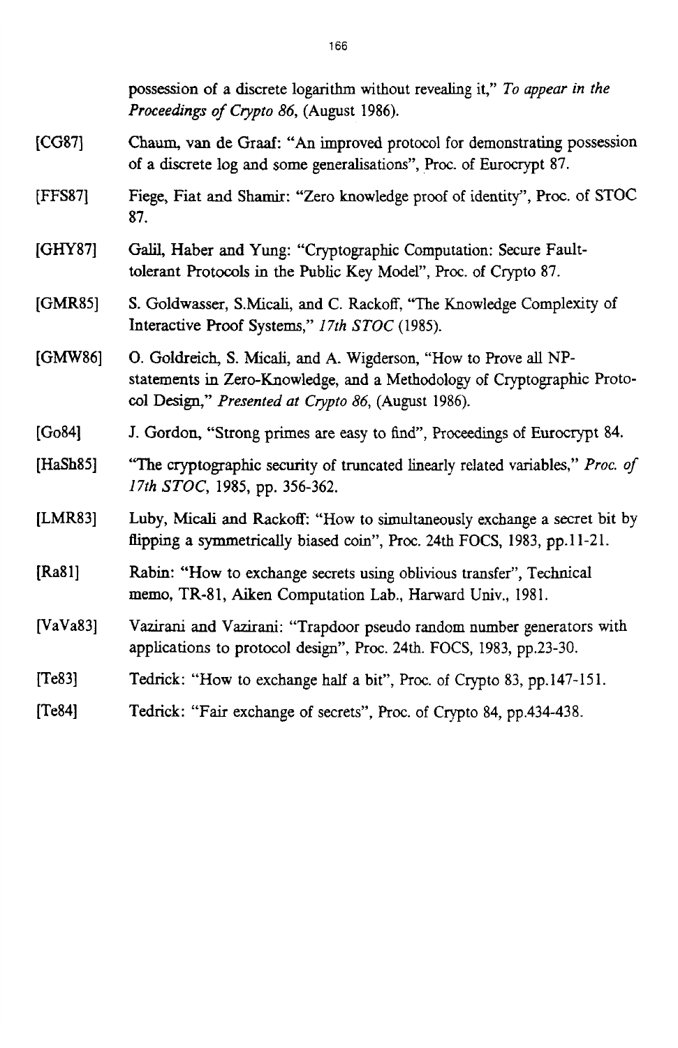possession of a discrete logarithm without revealing it," *To appear in the Proceedings of Crypto 86*, (August 1986).

[CG87] Chaum, van de Graaf: "An improved protocol for demonstrating possession of a discrete log and some generalisations", Proc. of Eurocrypt 87.

[FFS87] Fiege, Fiat and Shamir: "Zero knowledge proof of identity", Proc. of STOC 87.

[GHY87] Galil, Haber and Yung: "Cryptographic Computation: Secure Fault-tolerant Protocols in the Public Key Model", Proc. of Crypto 87.

[GMR85] S. Goldwasser, S.Micali, and C. Rackoff, "The Knowledge Complexity of Interactive Proof Systems," *17th STOC* (1985).

[GMW86] O. Goldreich, S. Micali, and A. Wigderson, "How to Prove all NP-statements in Zero-Knowledge, and a Methodology of Cryptographic Protocol Design," *Presented at Crypto 86*, (August 1986).

[Go84] J. Gordon, "Strong primes are easy to find", Proceedings of Eurocrypt 84.

[HaSh85] "The cryptographic security of truncated linearly related variables," *Proc. of 17th STOC*, 1985, pp. 356-362.

[LMR83] Luby, Micali and Rackoff: "How to simultaneously exchange a secret bit by flipping a symmetrically biased coin", Proc. 24th FOCS, 1983, pp.11-21.

[Ra81] Rabin: "How to exchange secrets using oblivious transfer", Technical memo, TR-81, Aiken Computation Lab., Harward Univ., 1981.

[VaVa83] Vazirani and Vazirani: "Trapdoor pseudo random number generators with applications to protocol design", Proc. 24th. FOCS, 1983, pp.23-30.

[Te83] Tedrick: "How to exchange half a bit", Proc. of Crypto 83, pp.147-151.

[Te84] Tedrick: "Fair exchange of secrets", Proc. of Crypto 84, pp.434-438.